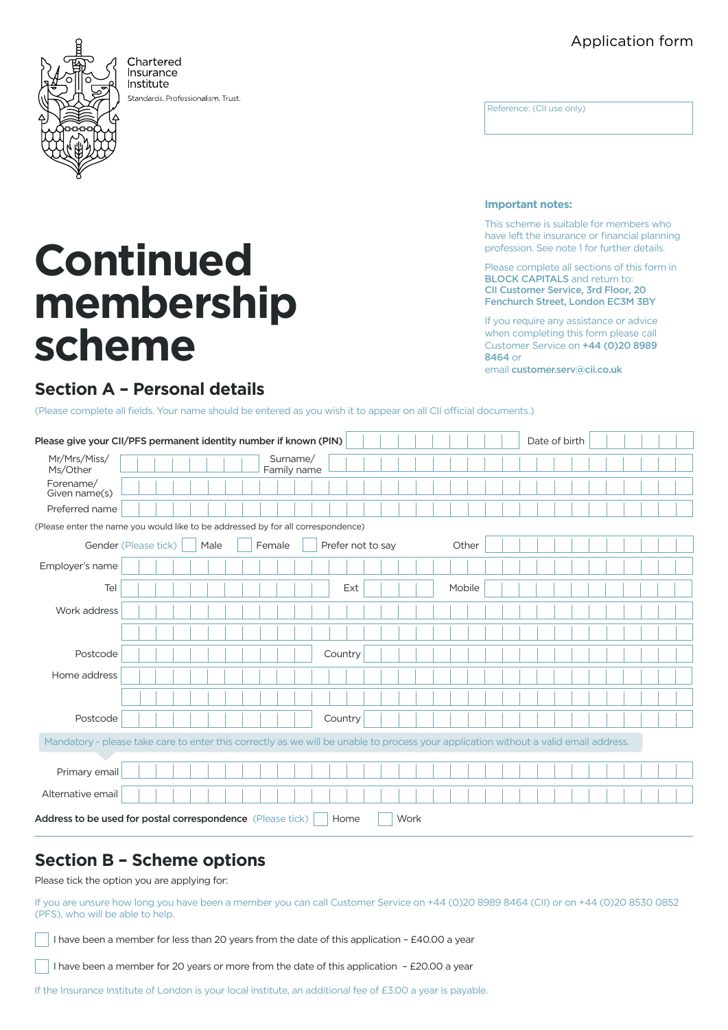Application form

Chartered Insurance Institute

Standards. Professionalism. Trust.

Reference: (CII use only)

# Continued membership scheme

**Important notes:**

This scheme is suitable for members who have left the insurance or financial planning profession. See note 1 for further details.

Please complete all sections of this form in **BLOCK CAPITALS** and return to: **CII Customer Service, 3rd Floor, 20 Fenchurch Street, London EC3M 3BY**

If you require any assistance or advice when completing this form please call Customer Service on **+44 (0)20 8989 8464** or email **customer.serv@cii.co.uk**

## Section A – Personal details

(Please complete all fields. Your name should be entered as you wish it to appear on all CII official documents.)

**Please give your CII/PFS permanent identity number if known (PIN)** ______ Date of birth ______

Mr/Mrs/Miss/Ms/Other ______ Surname/Family name ______

Forename/Given name(s) ______

Preferred name ______

(Please enter the name you would like to be addressed by for all correspondence)

Gender (Please tick) ☐ Male ☐ Female ☐ Prefer not to say Other ______

Employer's name ______

Tel ______ Ext ______ Mobile ______

Work address ______

______

Postcode ______ Country ______

Home address ______

______

Postcode ______ Country ______

Mandatory - please take care to enter this correctly as we will be unable to process your application without a valid email address.

Primary email ______

Alternative email ______

**Address to be used for postal correspondence** (Please tick) ☐ Home ☐ Work

## Section B – Scheme options

Please tick the option you are applying for:

If you are unsure how long you have been a member you can call Customer Service on +44 (0)20 8989 8464 (CII) or on +44 (0)20 8530 0852 (PFS), who will be able to help.

☐ I have been a member for less than 20 years from the date of this application – £40.00 a year

☐ I have been a member for 20 years or more from the date of this application – £20.00 a year

If the Insurance Institute of London is your local institute, an additional fee of £3.00 a year is payable.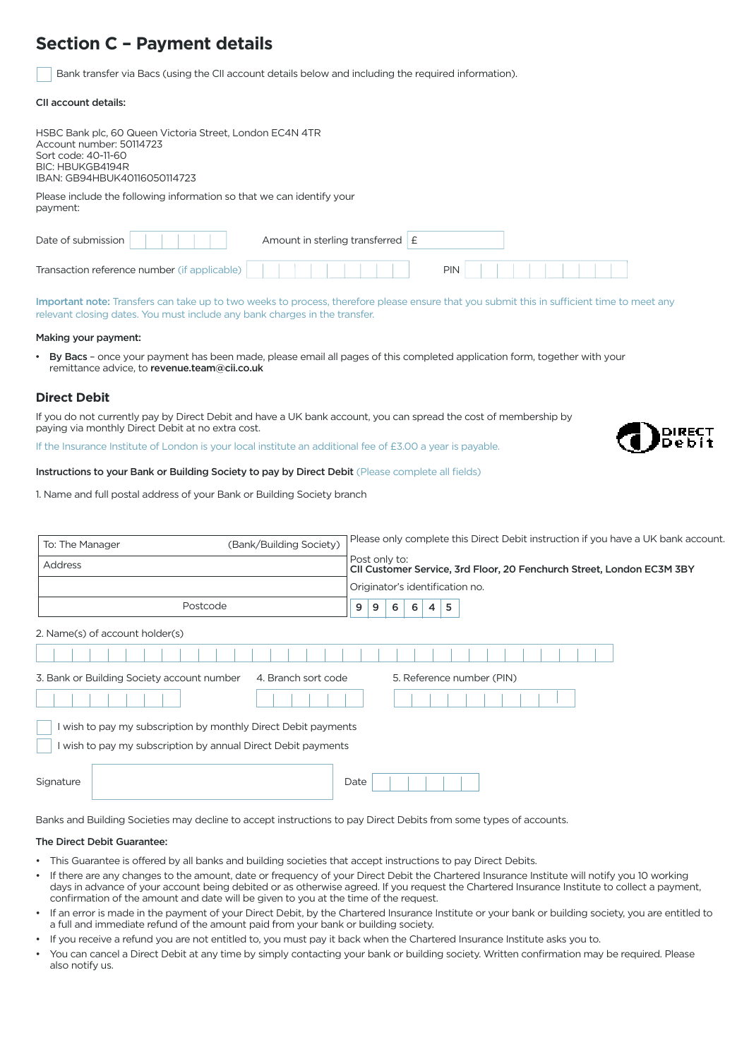## Section C – Payment details

☐ Bank transfer via Bacs (using the CII account details below and including the required information).

**CII account details:**

HSBC Bank plc, 60 Queen Victoria Street, London EC4N 4TR
Account number: 50114723
Sort code: 40-11-60
BIC: HBUKGB4194R
IBAN: GB94HBUK40116050114723

Please include the following information so that we can identify your payment:

Date of submission | | | | | | | Amount in sterling transferred £

Transaction reference number (if applicable) | | | | | | | | | | PIN | | | | | | | | | |

Important note: Transfers can take up to two weeks to process, therefore please ensure that you submit this in sufficient time to meet any relevant closing dates. You must include any bank charges in the transfer.

**Making your payment:**

- **By Bacs** – once your payment has been made, please email all pages of this completed application form, together with your remittance advice, to **revenue.team@cii.co.uk**

### Direct Debit

If you do not currently pay by Direct Debit and have a UK bank account, you can spread the cost of membership by paying via monthly Direct Debit at no extra cost.

If the Insurance Institute of London is your local institute an additional fee of £3.00 a year is payable.

**Instructions to your Bank or Building Society to pay by Direct Debit** (Please complete all fields)

1. Name and full postal address of your Bank or Building Society branch

| To: The Manager (Bank/Building Society) | Please only complete this Direct Debit instruction if you have a UK bank account. |
|---|---|
| Address | Post only to: **CII Customer Service, 3rd Floor, 20 Fenchurch Street, London EC3M 3BY** |
| | Originator's identification no. |
| Postcode | 9 9 6 6 4 5 |

2. Name(s) of account holder(s)

3. Bank or Building Society account number

4. Branch sort code

5. Reference number (PIN)

☐ I wish to pay my subscription by monthly Direct Debit payments

☐ I wish to pay my subscription by annual Direct Debit payments

Signature | | Date | | | | | | |

Banks and Building Societies may decline to accept instructions to pay Direct Debits from some types of accounts.

**The Direct Debit Guarantee:**

- This Guarantee is offered by all banks and building societies that accept instructions to pay Direct Debits.
- If there are any changes to the amount, date or frequency of your Direct Debit the Chartered Insurance Institute will notify you 10 working days in advance of your account being debited or as otherwise agreed. If you request the Chartered Insurance Institute to collect a payment, confirmation of the amount and date will be given to you at the time of the request.
- If an error is made in the payment of your Direct Debit, by the Chartered Insurance Institute or your bank or building society, you are entitled to a full and immediate refund of the amount paid from your bank or building society.
- If you receive a refund you are not entitled to, you must pay it back when the Chartered Insurance Institute asks you to.
- You can cancel a Direct Debit at any time by simply contacting your bank or building society. Written confirmation may be required. Please also notify us.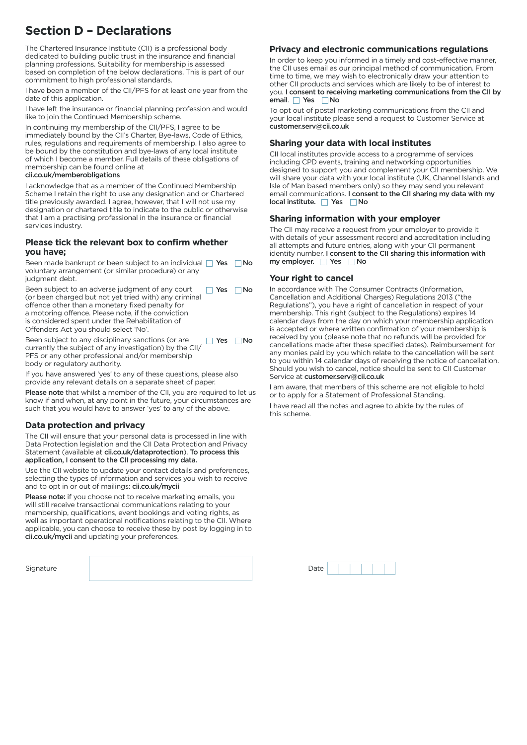## Section D – Declarations

The Chartered Insurance Institute (CII) is a professional body dedicated to building public trust in the insurance and financial planning professions. Suitability for membership is assessed based on completion of the below declarations. This is part of our commitment to high professional standards.

I have been a member of the CII/PFS for at least one year from the date of this application.

I have left the insurance or financial planning profession and would like to join the Continued Membership scheme.

In continuing my membership of the CII/PFS, I agree to be immediately bound by the CII's Charter, Bye-laws, Code of Ethics, rules, regulations and requirements of membership. I also agree to be bound by the constitution and bye-laws of any local institute of which I become a member. Full details of these obligations of membership can be found online at **cii.co.uk/memberobligations**

I acknowledge that as a member of the Continued Membership Scheme I retain the right to use any designation and or Chartered title previously awarded. I agree, however, that I will not use my designation or chartered title to indicate to the public or otherwise that I am a practising professional in the insurance or financial services industry.

### Please tick the relevant box to confirm whether you have;

Been made bankrupt or been subject to an individual voluntary arrangement (or similar procedure) or any judgment debt. ☐ **Yes** ☐ **No**

Been subject to an adverse judgment of any court (or been charged but not yet tried with) any criminal offence other than a monetary fixed penalty for a motoring offence. Please note, if the conviction is considered spent under the Rehabilitation of Offenders Act you should select 'No'. ☐ **Yes** ☐ **No**

Been subject to any disciplinary sanctions (or are currently the subject of any investigation) by the CII/PFS or any other professional and/or membership body or regulatory authority. ☐ **Yes** ☐ **No**

If you have answered 'yes' to any of these questions, please also provide any relevant details on a separate sheet of paper.

**Please note** that whilst a member of the CII, you are required to let us know if and when, at any point in the future, your circumstances are such that you would have to answer 'yes' to any of the above.

### Data protection and privacy

The CII will ensure that your personal data is processed in line with Data Protection legislation and the CII Data Protection and Privacy Statement (available at **cii.co.uk/dataprotection**). **To process this application, I consent to the CII processing my data.**

Use the CII website to update your contact details and preferences, selecting the types of information and services you wish to receive and to opt in or out of mailings: **cii.co.uk/mycii**

**Please note:** if you choose not to receive marketing emails, you will still receive transactional communications relating to your membership, qualifications, event bookings and voting rights, as well as important operational notifications relating to the CII. Where applicable, you can choose to receive these by post by logging in to **cii.co.uk/mycii** and updating your preferences.

### Privacy and electronic communications regulations

In order to keep you informed in a timely and cost-effective manner, the CII uses email as our principal method of communication. From time to time, we may wish to electronically draw your attention to other CII products and services which are likely to be of interest to you. **I consent to receiving marketing communications from the CII by email.** ☐ **Yes** ☐ **No**

To opt out of postal marketing communications from the CII and your local institute please send a request to Customer Service at **customer.serv@cii.co.uk**

### Sharing your data with local institutes

CII local institutes provide access to a programme of services including CPD events, training and networking opportunities designed to support you and complement your CII membership. We will share your data with your local institute (UK, Channel Islands and Isle of Man based members only) so they may send you relevant email communications. **I consent to the CII sharing my data with my local institute.** ☐ **Yes** ☐ **No**

### Sharing information with your employer

The CII may receive a request from your employer to provide it with details of your assessment record and accreditation including all attempts and future entries, along with your CII permanent identity number. **I consent to the CII sharing this information with my employer.** ☐ **Yes** ☐ **No**

### Your right to cancel

In accordance with The Consumer Contracts (Information, Cancellation and Additional Charges) Regulations 2013 ("the Regulations"), you have a right of cancellation in respect of your membership. This right (subject to the Regulations) expires 14 calendar days from the day on which your membership application is accepted or where written confirmation of your membership is received by you (please note that no refunds will be provided for cancellations made after these specified dates). Reimbursement for any monies paid by you which relate to the cancellation will be sent to you within 14 calendar days of receiving the notice of cancellation. Should you wish to cancel, notice should be sent to CII Customer Service at **customer.serv@cii.co.uk**

I am aware, that members of this scheme are not eligible to hold or to apply for a Statement of Professional Standing.

I have read all the notes and agree to abide by the rules of this scheme.

Signature ____________________

Date ____________________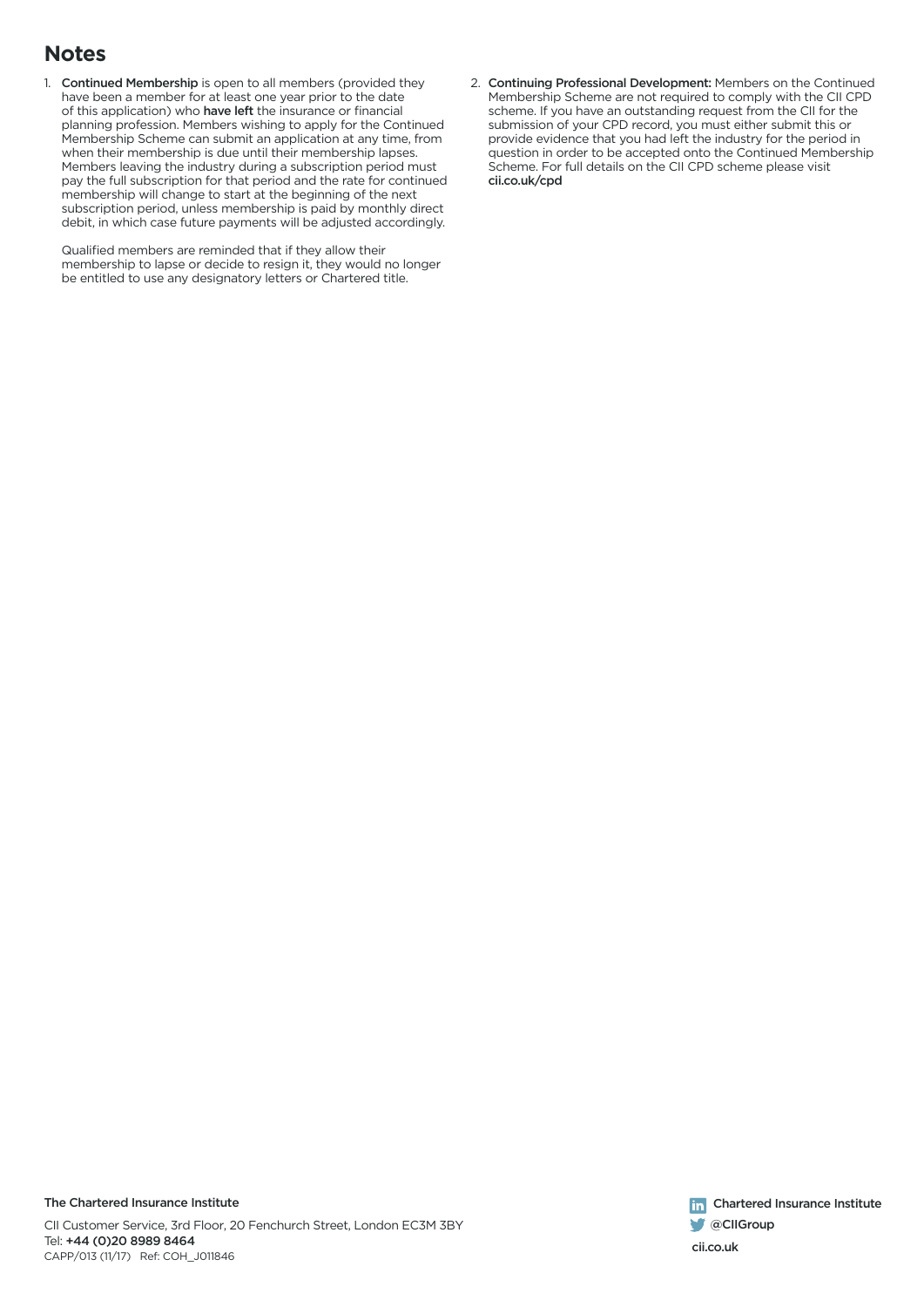# Notes

1. **Continued Membership** is open to all members (provided they have been a member for at least one year prior to the date of this application) who **have left** the insurance or financial planning profession. Members wishing to apply for the Continued Membership Scheme can submit an application at any time, from when their membership is due until their membership lapses. Members leaving the industry during a subscription period must pay the full subscription for that period and the rate for continued membership will change to start at the beginning of the next subscription period, unless membership is paid by monthly direct debit, in which case future payments will be adjusted accordingly.

   Qualified members are reminded that if they allow their membership to lapse or decide to resign it, they would no longer be entitled to use any designatory letters or Chartered title.

2. **Continuing Professional Development:** Members on the Continued Membership Scheme are not required to comply with the CII CPD scheme. If you have an outstanding request from the CII for the submission of your CPD record, you must either submit this or provide evidence that you had left the industry for the period in question in order to be accepted onto the Continued Membership Scheme. For full details on the CII CPD scheme please visit **cii.co.uk/cpd**

**The Chartered Insurance Institute**

CII Customer Service, 3rd Floor, 20 Fenchurch Street, London EC3M 3BY
Tel: **+44 (0)20 8989 8464**
CAPP/013 (11/17) Ref: COH_J011846

Chartered Insurance Institute
@CIIGroup
cii.co.uk